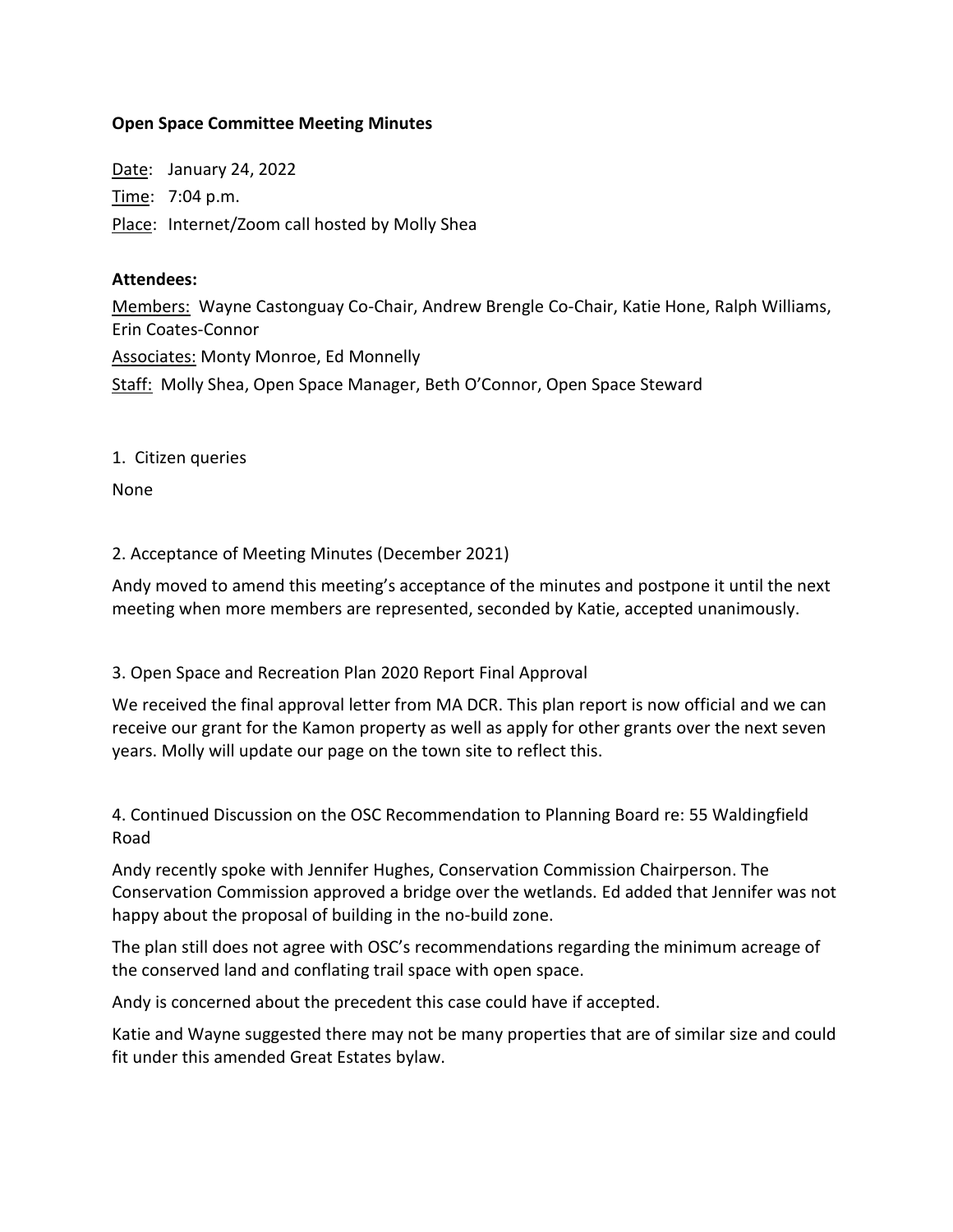**Open Space Committee Meeting Minutes**

Date: January 24, 2022

Time: 7:04 p.m.

Place: Internet/Zoom call hosted by Molly Shea

**Attendees:**

Members: Wayne Castonguay Co-Chair, Andrew Brengle Co-Chair, Katie Hone, Ralph Williams, Erin Coates-Connor

Associates: Monty Monroe, Ed Monnelly

Staff: Molly Shea, Open Space Manager, Beth O'Connor, Open Space Steward

1. Citizen queries

None

2. Acceptance of Meeting Minutes (December 2021)

Andy moved to amend this meeting's acceptance of the minutes and postpone it until the next meeting when more members are represented, seconded by Katie, accepted unanimously.

3. Open Space and Recreation Plan 2020 Report Final Approval

We received the final approval letter from MA DCR. This plan report is now official and we can receive our grant for the Kamon property as well as apply for other grants over the next seven years. Molly will update our page on the town site to reflect this.

4. Continued Discussion on the OSC Recommendation to Planning Board re: 55 Waldingfield Road

Andy recently spoke with Jennifer Hughes, Conservation Commission Chairperson. The Conservation Commission approved a bridge over the wetlands. Ed added that Jennifer was not happy about the proposal of building in the no-build zone.

The plan still does not agree with OSC's recommendations regarding the minimum acreage of the conserved land and conflating trail space with open space.

Andy is concerned about the precedent this case could have if accepted.

Katie and Wayne suggested there may not be many properties that are of similar size and could fit under this amended Great Estates bylaw.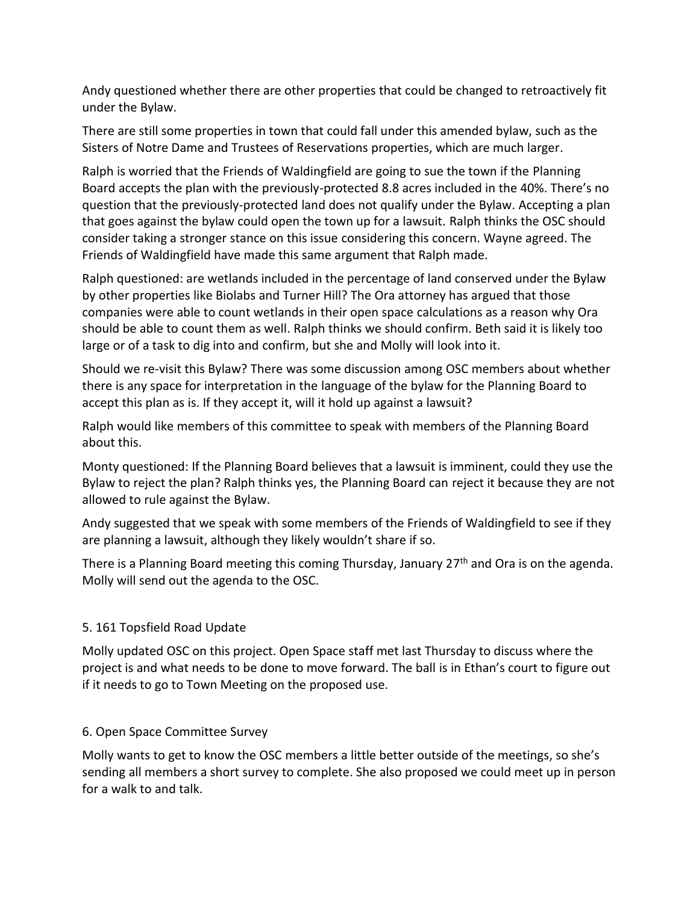Andy questioned whether there are other properties that could be changed to retroactively fit under the Bylaw.

There are still some properties in town that could fall under this amended bylaw, such as the Sisters of Notre Dame and Trustees of Reservations properties, which are much larger.

Ralph is worried that the Friends of Waldingfield are going to sue the town if the Planning Board accepts the plan with the previously-protected 8.8 acres included in the 40%. There's no question that the previously-protected land does not qualify under the Bylaw. Accepting a plan that goes against the bylaw could open the town up for a lawsuit. Ralph thinks the OSC should consider taking a stronger stance on this issue considering this concern. Wayne agreed. The Friends of Waldingfield have made this same argument that Ralph made.

Ralph questioned: are wetlands included in the percentage of land conserved under the Bylaw by other properties like Biolabs and Turner Hill? The Ora attorney has argued that those companies were able to count wetlands in their open space calculations as a reason why Ora should be able to count them as well. Ralph thinks we should confirm. Beth said it is likely too large or of a task to dig into and confirm, but she and Molly will look into it.

Should we re-visit this Bylaw? There was some discussion among OSC members about whether there is any space for interpretation in the language of the bylaw for the Planning Board to accept this plan as is. If they accept it, will it hold up against a lawsuit?

Ralph would like members of this committee to speak with members of the Planning Board about this.

Monty questioned: If the Planning Board believes that a lawsuit is imminent, could they use the Bylaw to reject the plan? Ralph thinks yes, the Planning Board can reject it because they are not allowed to rule against the Bylaw.

Andy suggested that we speak with some members of the Friends of Waldingfield to see if they are planning a lawsuit, although they likely wouldn't share if so.

There is a Planning Board meeting this coming Thursday, January 27th and Ora is on the agenda. Molly will send out the agenda to the OSC.

## 5. 161 Topsfield Road Update

Molly updated OSC on this project. Open Space staff met last Thursday to discuss where the project is and what needs to be done to move forward. The ball is in Ethan's court to figure out if it needs to go to Town Meeting on the proposed use.

## 6. Open Space Committee Survey

Molly wants to get to know the OSC members a little better outside of the meetings, so she's sending all members a short survey to complete. She also proposed we could meet up in person for a walk to and talk.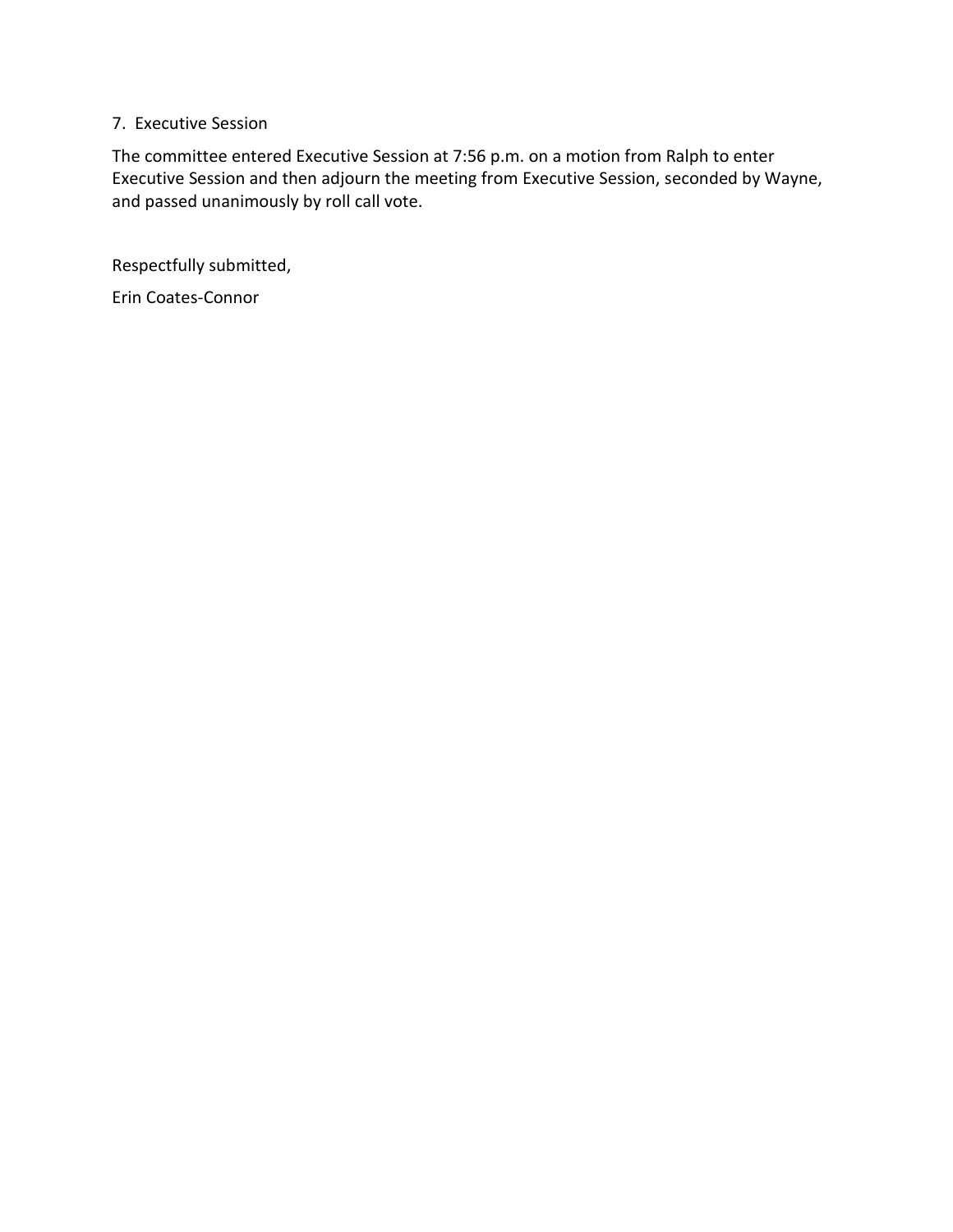7. Executive Session

The committee entered Executive Session at 7:56 p.m. on a motion from Ralph to enter Executive Session and then adjourn the meeting from Executive Session, seconded by Wayne, and passed unanimously by roll call vote.

Respectfully submitted,

Erin Coates-Connor